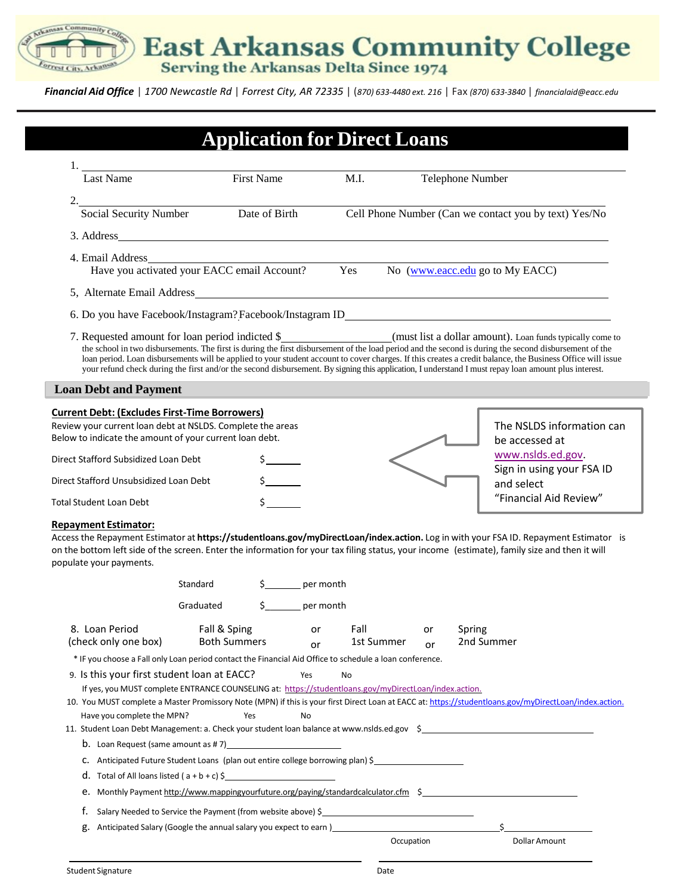# East Arkansas Community College

Serving the Arkansas Delta Since 1974

***Financial Aid Office*** | *1700 Newcastle Rd* | *Forrest City, AR 72335* | (*870) 633-4480 ext. 216* | Fax *(870) 633-3840* | *financialaid@eacc.edu*

## Application for Direct Loans

1. ______________________________________________________________
   Last Name    First Name    M.I.    Telephone Number

2. ______________________________________________________________
   Social Security Number    Date of Birth    Cell Phone Number (Can we contact you by text) Yes/No

3. Address______________________________________________________

4. Email Address________________________________________________
   Have you activated your EACC email Account?    Yes    No (www.eacc.edu go to My EACC)

5, Alternate Email Address______________________________________

6. Do you have Facebook/Instagram? Facebook/Instagram ID____________________

7. Requested amount for loan period indicated $__________________(must list a dollar amount). Loan funds typically come to the school in two disbursements. The first is during the first disbursement of the load period and the second is during the second disbursement of the loan period. Loan disbursements will be applied to your student account to cover charges. If this creates a credit balance, the Business Office will issue your refund check during the first and/or the second disbursement. By signing this application, I understand I must repay loan amount plus interest.

### Loan Debt and Payment

**Current Debt: (Excludes First-Time Borrowers)**

Review your current loan debt at NSLDS. Complete the areas Below to indicate the amount of your current loan debt.

Direct Stafford Subsidized Loan Debt $______

Direct Stafford Unsubsidized Loan Debt $______

Total Student Loan Debt $______

The NSLDS information can be accessed at www.nslds.ed.gov. Sign in using your FSA ID and select "Financial Aid Review"

**Repayment Estimator:**

Access the Repayment Estimator at **https://studentloans.gov/myDirectLoan/index.action.** Log in with your FSA ID. Repayment Estimator is on the bottom left side of the screen. Enter the information for your tax filing status, your income (estimate), family size and then it will populate your payments.

Standard $______ per month

Graduated $______ per month

8. Loan Period (check only one box)    Fall & Sping Both Summers    or    Fall 1st Summer    or    Spring 2nd Summer

\* IF you choose a Fall only Loan period contact the Financial Aid Office to schedule a loan conference.

9. Is this your first student loan at EACC?    Yes    No
   If yes, you MUST complete ENTRANCE COUNSELING at: https://studentloans.gov/myDirectLoan/index.action.

10. You MUST complete a Master Promissory Note (MPN) if this is your first Direct Loan at EACC at: https://studentloans.gov/myDirectLoan/index.action.
    Have you complete the MPN?    Yes    No

11. Student Loan Debt Management: a. Check your student loan balance at www.nslds.ed.gov $____________________
    b. Loan Request (same amount as # 7)____________________
    c. Anticipated Future Student Loans (plan out entire college borrowing plan) $____________________
    d. Total of All loans listed ( a + b + c) $____________________
    e. Monthly Payment http://www.mappingyourfuture.org/paying/standardcalculator.cfm $____________________
    f. Salary Needed to Service the Payment (from website above) $____________________
    g. Anticipated Salary (Google the annual salary you expect to earn )____________________ $____________________
       Occupation    Dollar Amount

______________________________    ______________________________
Student Signature    Date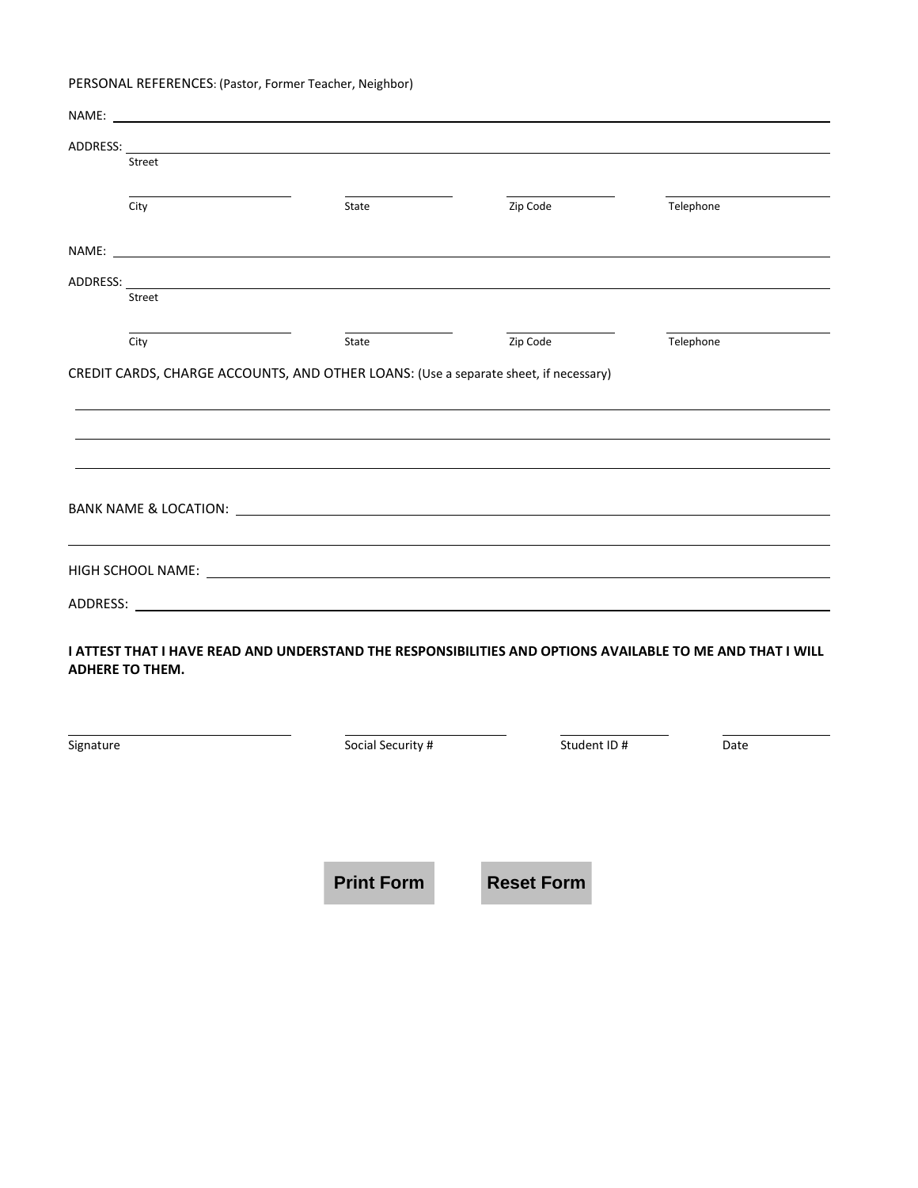PERSONAL REFERENCES: (Pastor, Former Teacher, Neighbor)

NAME: ____________________________________________

ADDRESS: ____________________________________________
Street

City ______________ State ______________ Zip Code ______________ Telephone ______________

NAME: ____________________________________________

ADDRESS: ____________________________________________
Street

City ______________ State ______________ Zip Code ______________ Telephone ______________

CREDIT CARDS, CHARGE ACCOUNTS, AND OTHER LOANS: (Use a separate sheet, if necessary)

____________________________________________

____________________________________________

____________________________________________

BANK NAME & LOCATION: ____________________________________________

____________________________________________

HIGH SCHOOL NAME: ____________________________________________

ADDRESS: ____________________________________________

**I ATTEST THAT I HAVE READ AND UNDERSTAND THE RESPONSIBILITIES AND OPTIONS AVAILABLE TO ME AND THAT I WILL ADHERE TO THEM.**

Signature ______________ Social Security # ______________ Student ID # ______________ Date ______________

Print Form    Reset Form